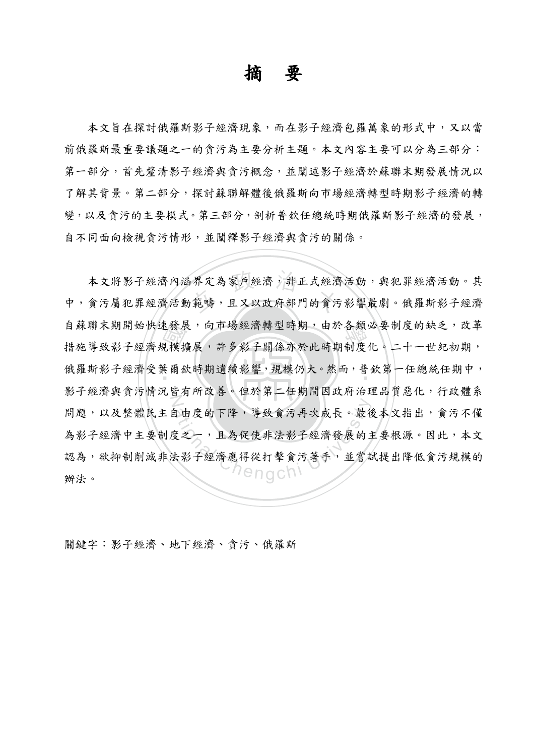# 摘 要

本文旨在探討俄羅斯影子經濟現象，而在影子經濟包羅萬象的形式中，又以當前俄羅斯最重要議題之一的貪污為主要分析主題。本文內容主要可以分為三部分：第一部分，首先釐清影子經濟與貪污概念，並闡述影子經濟於蘇聯末期發展情況以了解其背景。第二部分，探討蘇聯解體後俄羅斯向市場經濟轉型時期影子經濟的轉變，以及貪污的主要模式。第三部分，剖析普欽任總統時期俄羅斯影子經濟的發展，自不同面向檢視貪污情形，並闡釋影子經濟與貪污的關係。

本文將影子經濟內涵界定為家戶經濟，非正式經濟活動，與犯罪經濟活動。其中，貪污屬犯罪經濟活動範疇，且又以政府部門的貪污影響最劇。俄羅斯影子經濟自蘇聯末期開始快速發展，向市場經濟轉型時期，由於各類必要制度的缺乏，改革措施導致影子經濟規模擴展，許多影子關係亦於此時期制度化。二十一世紀初期，俄羅斯影子經濟受葉爾欽時期遺續影響，規模仍大。然而，普欽第一任總統任期中，影子經濟與貪污情況皆有所改善。但於第二任期間因政府治理品質惡化，行政體系問題，以及整體民主自由度的下降，導致貪污再次成長。最後本文指出，貪污不僅為影子經濟中主要制度之一，且為促使非法影子經濟發展的主要根源。因此，本文認為，欲抑制削減非法影子經濟應得從打擊貪污著手，並嘗試提出降低貪污規模的辦法。

關鍵字：影子經濟、地下經濟、貪污、俄羅斯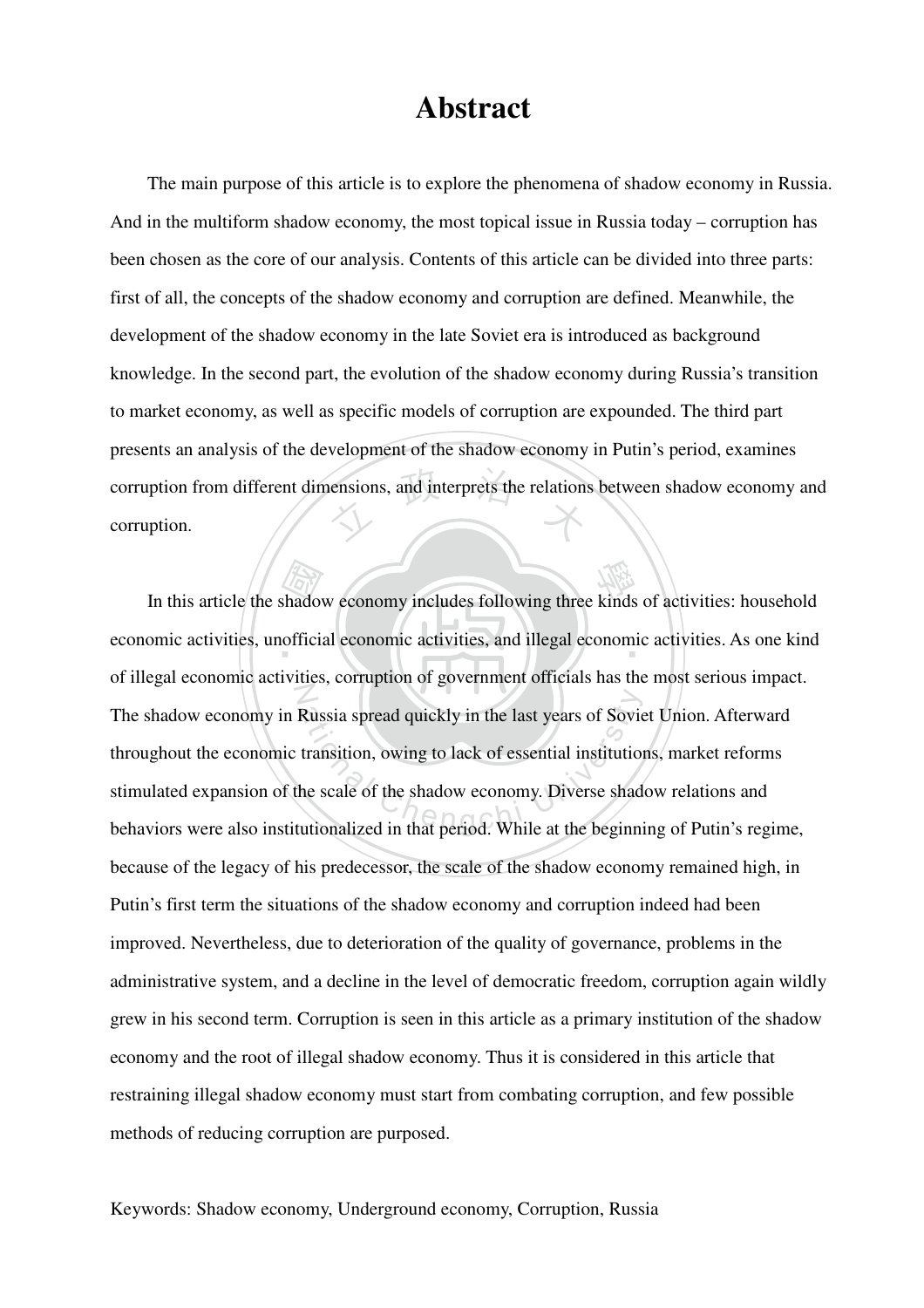# Abstract

The main purpose of this article is to explore the phenomena of shadow economy in Russia. And in the multiform shadow economy, the most topical issue in Russia today – corruption has been chosen as the core of our analysis. Contents of this article can be divided into three parts: first of all, the concepts of the shadow economy and corruption are defined. Meanwhile, the development of the shadow economy in the late Soviet era is introduced as background knowledge. In the second part, the evolution of the shadow economy during Russia's transition to market economy, as well as specific models of corruption are expounded. The third part presents an analysis of the development of the shadow economy in Putin's period, examines corruption from different dimensions, and interprets the relations between shadow economy and corruption.

In this article the shadow economy includes following three kinds of activities: household economic activities, unofficial economic activities, and illegal economic activities. As one kind of illegal economic activities, corruption of government officials has the most serious impact. The shadow economy in Russia spread quickly in the last years of Soviet Union. Afterward throughout the economic transition, owing to lack of essential institutions, market reforms stimulated expansion of the scale of the shadow economy. Diverse shadow relations and behaviors were also institutionalized in that period. While at the beginning of Putin's regime, because of the legacy of his predecessor, the scale of the shadow economy remained high, in Putin's first term the situations of the shadow economy and corruption indeed had been improved. Nevertheless, due to deterioration of the quality of governance, problems in the administrative system, and a decline in the level of democratic freedom, corruption again wildly grew in his second term. Corruption is seen in this article as a primary institution of the shadow economy and the root of illegal shadow economy. Thus it is considered in this article that restraining illegal shadow economy must start from combating corruption, and few possible methods of reducing corruption are purposed.

Keywords: Shadow economy, Underground economy, Corruption, Russia